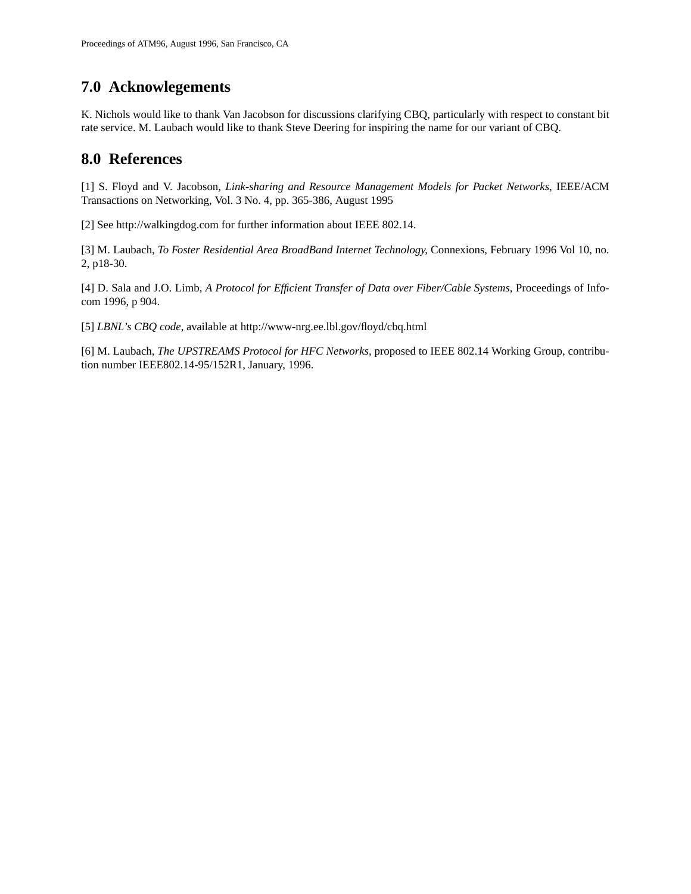## 7.0 Acknowlegements

K. Nichols would like to thank Van Jacobson for discussions clarifying CBQ, particularly with respect to constant bit rate service. M. Laubach would like to thank Steve Deering for inspiring the name for our variant of CBQ.

## 8.0 References

[1] S. Floyd and V. Jacobson, *Link-sharing and Resource Management Models for Packet Networks*, IEEE/ACM Transactions on Networking, Vol. 3 No. 4, pp. 365-386, August 1995

[2] See http://walkingdog.com for further information about IEEE 802.14.

[3] M. Laubach, *To Foster Residential Area BroadBand Internet Technology*, Connexions, February 1996 Vol 10, no. 2, p18-30.

[4] D. Sala and J.O. Limb, *A Protocol for Efficient Transfer of Data over Fiber/Cable Systems*, Proceedings of Infocom 1996, p 904.

[5] *LBNL's CBQ code*, available at http://www-nrg.ee.lbl.gov/floyd/cbq.html

[6] M. Laubach, *The UPSTREAMS Protocol for HFC Networks*, proposed to IEEE 802.14 Working Group, contribution number IEEE802.14-95/152R1, January, 1996.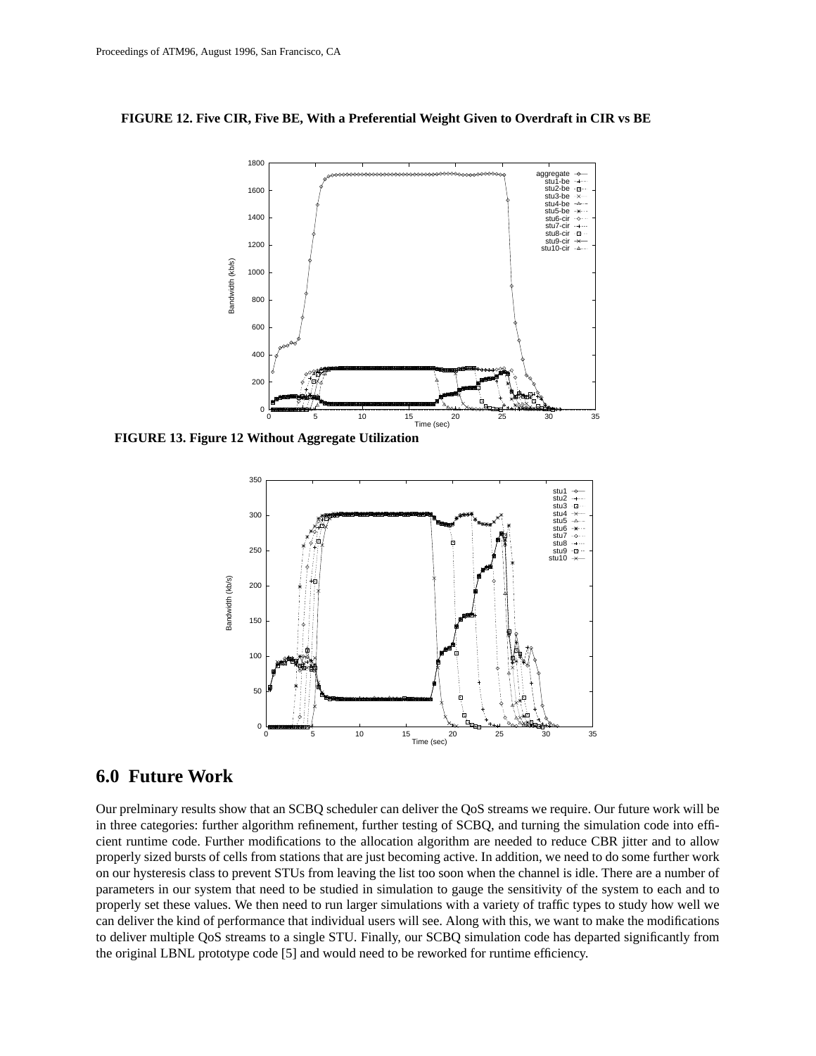**FIGURE 12. Five CIR, Five BE, With a Preferential Weight Given to Overdraft in CIR vs BE**

**FIGURE 13. Figure 12 Without Aggregate Utilization**

## 6.0 Future Work

Our prelminary results show that an SCBQ scheduler can deliver the QoS streams we require. Our future work will be in three categories: further algorithm refinement, further testing of SCBQ, and turning the simulation code into efficient runtime code. Further modifications to the allocation algorithm are needed to reduce CBR jitter and to allow properly sized bursts of cells from stations that are just becoming active. In addition, we need to do some further work on our hysteresis class to prevent STUs from leaving the list too soon when the channel is idle. There are a number of parameters in our system that need to be studied in simulation to gauge the sensitivity of the system to each and to properly set these values. We then need to run larger simulations with a variety of traffic types to study how well we can deliver the kind of performance that individual users will see. Along with this, we want to make the modifications to deliver multiple QoS streams to a single STU. Finally, our SCBQ simulation code has departed significantly from the original LBNL prototype code [5] and would need to be reworked for runtime efficiency.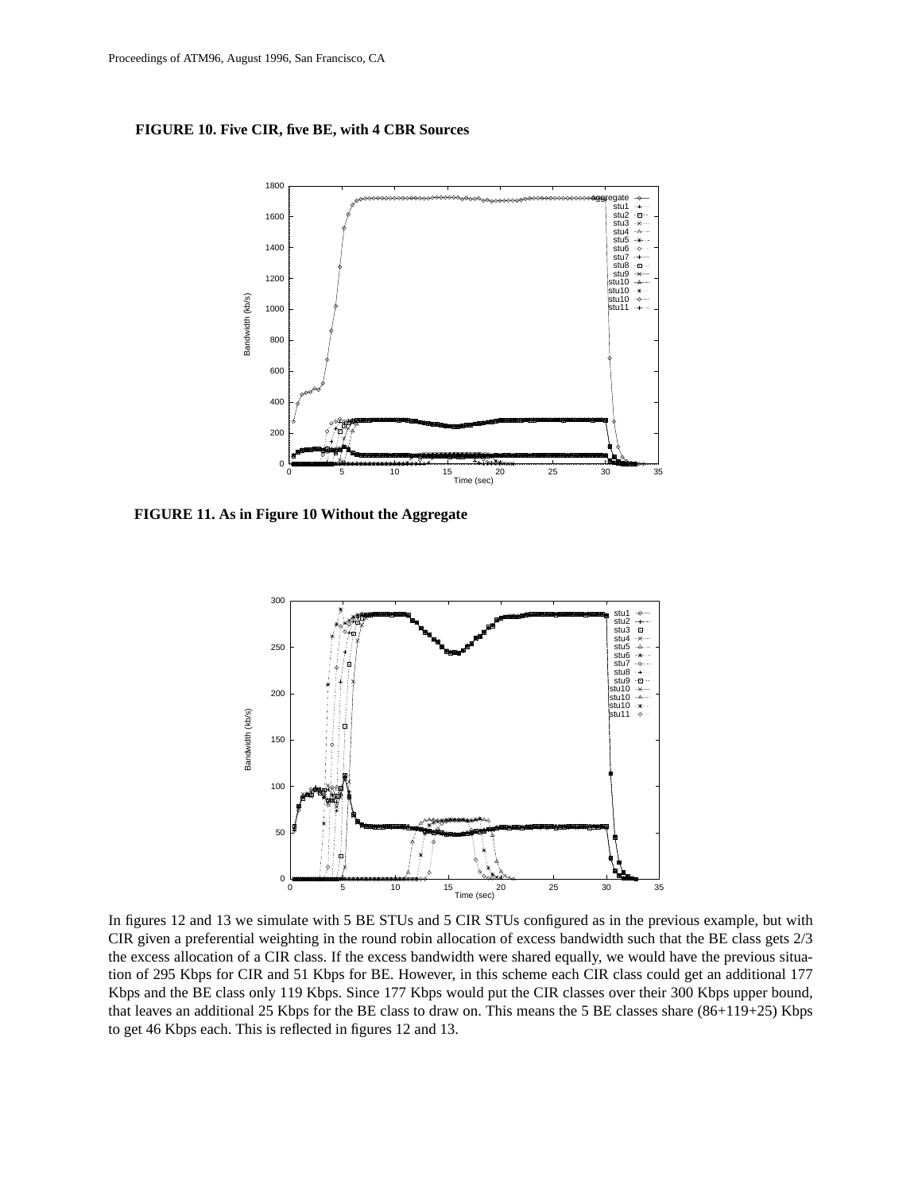**FIGURE 10. Five CIR, five BE, with 4 CBR Sources**

**FIGURE 11. As in Figure 10 Without the Aggregate**

In figures 12 and 13 we simulate with 5 BE STUs and 5 CIR STUs configured as in the previous example, but with CIR given a preferential weighting in the round robin allocation of excess bandwidth such that the BE class gets 2/3 the excess allocation of a CIR class. If the excess bandwidth were shared equally, we would have the previous situation of 295 Kbps for CIR and 51 Kbps for BE. However, in this scheme each CIR class could get an additional 177 Kbps and the BE class only 119 Kbps. Since 177 Kbps would put the CIR classes over their 300 Kbps upper bound, that leaves an additional 25 Kbps for the BE class to draw on. This means the 5 BE classes share (86+119+25) Kbps to get 46 Kbps each. This is reflected in figures 12 and 13.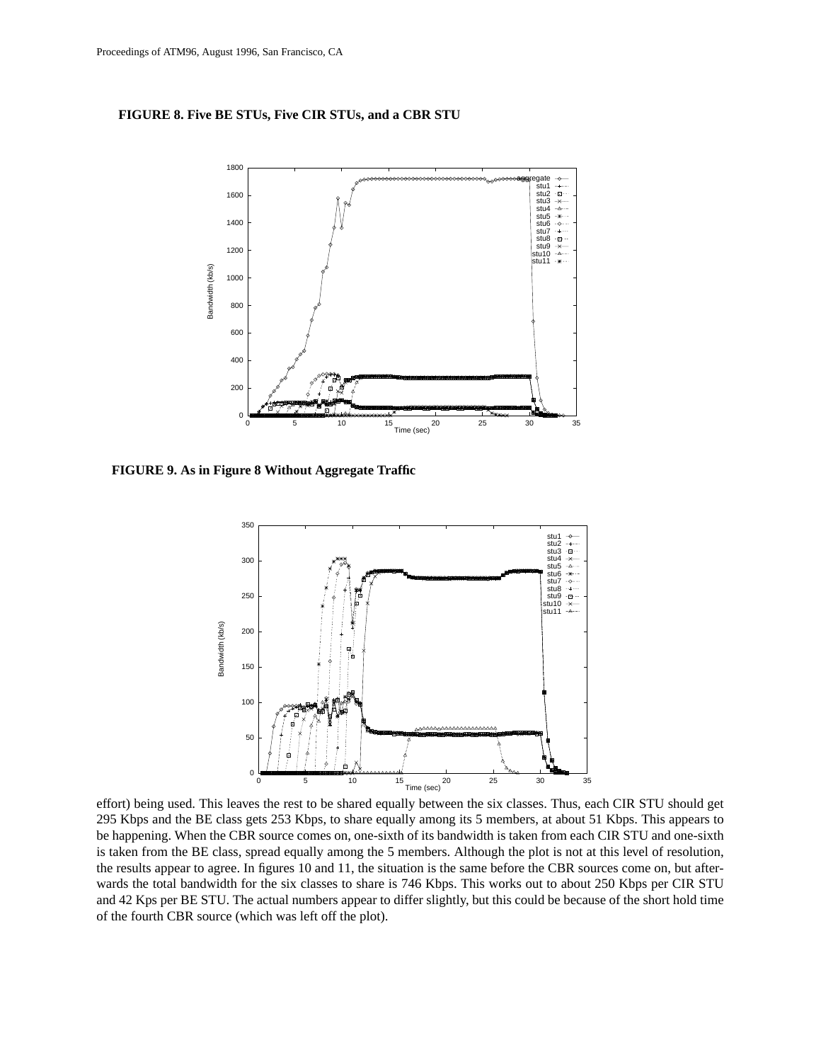**FIGURE 8. Five BE STUs, Five CIR STUs, and a CBR STU**

**FIGURE 9. As in Figure 8 Without Aggregate Traffic**

effort) being used. This leaves the rest to be shared equally between the six classes. Thus, each CIR STU should get 295 Kbps and the BE class gets 253 Kbps, to share equally among its 5 members, at about 51 Kbps. This appears to be happening. When the CBR source comes on, one-sixth of its bandwidth is taken from each CIR STU and one-sixth is taken from the BE class, spread equally among the 5 members. Although the plot is not at this level of resolution, the results appear to agree. In figures 10 and 11, the situation is the same before the CBR sources come on, but afterwards the total bandwidth for the six classes to share is 746 Kbps. This works out to about 250 Kbps per CIR STU and 42 Kps per BE STU. The actual numbers appear to differ slightly, but this could be because of the short hold time of the fourth CBR source (which was left off the plot).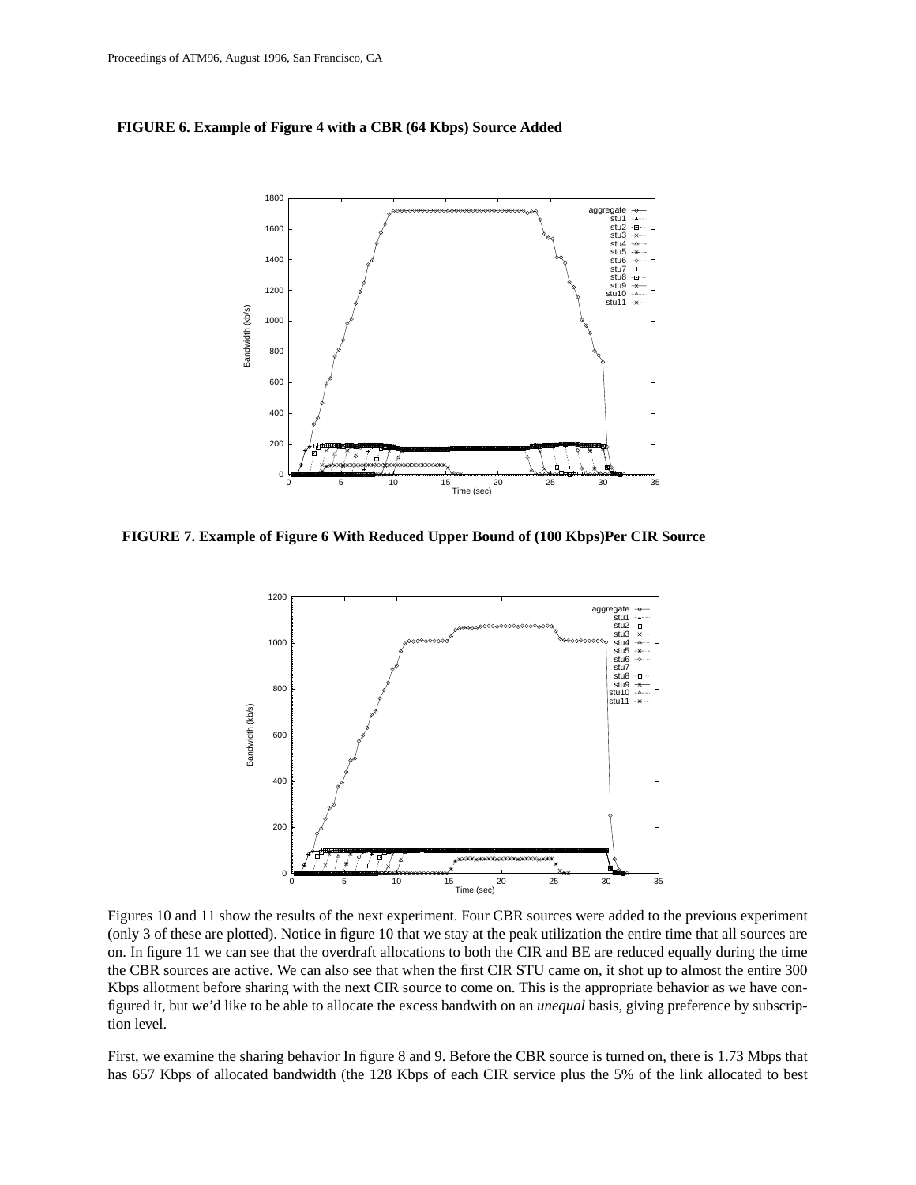**FIGURE 6. Example of Figure 4 with a CBR (64 Kbps) Source Added**

**FIGURE 7. Example of Figure 6 With Reduced Upper Bound of (100 Kbps)Per CIR Source**

Figures 10 and 11 show the results of the next experiment. Four CBR sources were added to the previous experiment (only 3 of these are plotted). Notice in figure 10 that we stay at the peak utilization the entire time that all sources are on. In figure 11 we can see that the overdraft allocations to both the CIR and BE are reduced equally during the time the CBR sources are active. We can also see that when the first CIR STU came on, it shot up to almost the entire 300 Kbps allotment before sharing with the next CIR source to come on. This is the appropriate behavior as we have configured it, but we'd like to be able to allocate the excess bandwith on an *unequal* basis, giving preference by subscription level.

First, we examine the sharing behavior In figure 8 and 9. Before the CBR source is turned on, there is 1.73 Mbps that has 657 Kbps of allocated bandwidth (the 128 Kbps of each CIR service plus the 5% of the link allocated to best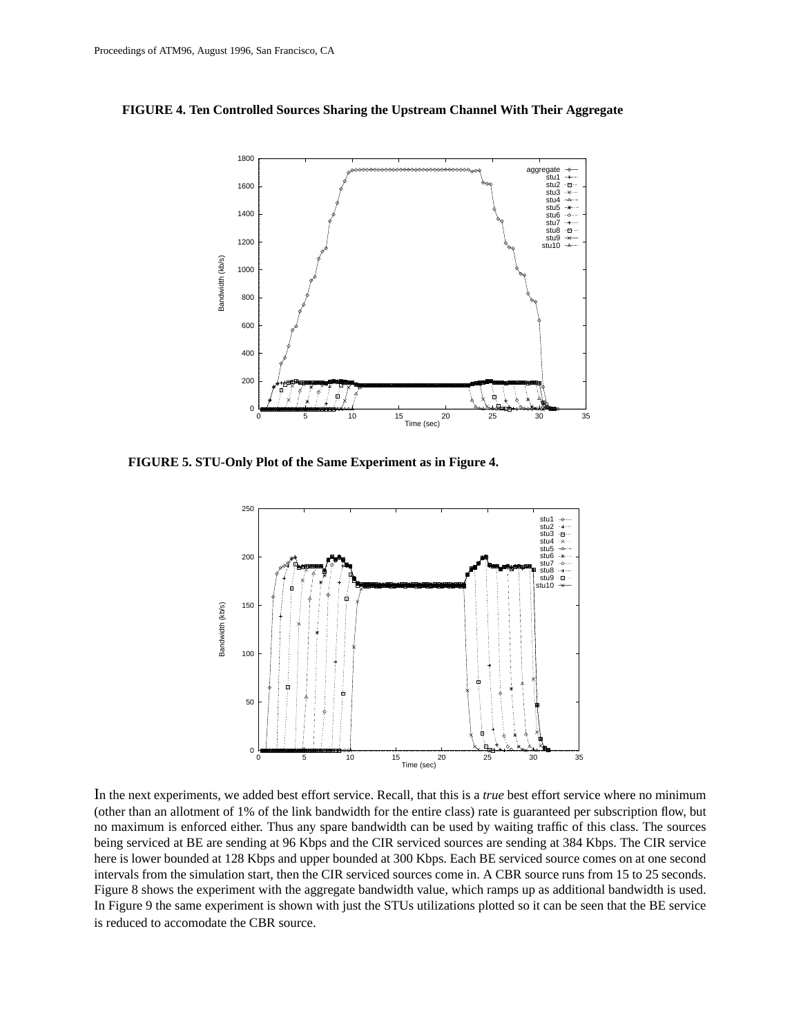**FIGURE 4. Ten Controlled Sources Sharing the Upstream Channel With Their Aggregate**

**FIGURE 5. STU-Only Plot of the Same Experiment as in Figure 4.**

In the next experiments, we added best effort service. Recall, that this is a *true* best effort service where no minimum (other than an allotment of 1% of the link bandwidth for the entire class) rate is guaranteed per subscription flow, but no maximum is enforced either. Thus any spare bandwidth can be used by waiting traffic of this class. The sources being serviced at BE are sending at 96 Kbps and the CIR serviced sources are sending at 384 Kbps. The CIR service here is lower bounded at 128 Kbps and upper bounded at 300 Kbps. Each BE serviced source comes on at one second intervals from the simulation start, then the CIR serviced sources come in. A CBR source runs from 15 to 25 seconds. Figure 8 shows the experiment with the aggregate bandwidth value, which ramps up as additional bandwidth is used. In Figure 9 the same experiment is shown with just the STUs utilizations plotted so it can be seen that the BE service is reduced to accomodate the CBR source.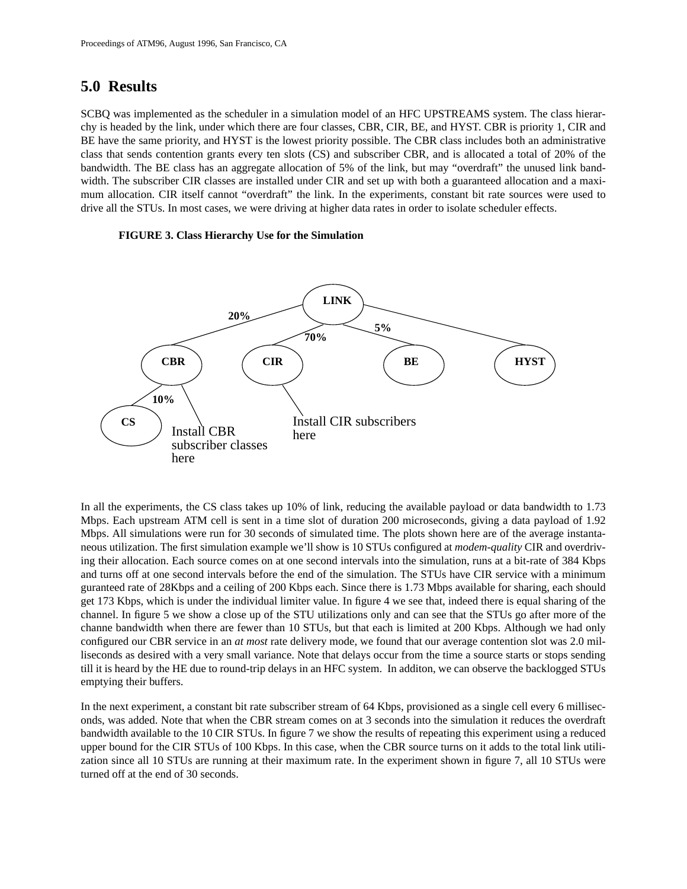## 5.0 Results

SCBQ was implemented as the scheduler in a simulation model of an HFC UPSTREAMS system. The class hierarchy is headed by the link, under which there are four classes, CBR, CIR, BE, and HYST. CBR is priority 1, CIR and BE have the same priority, and HYST is the lowest priority possible. The CBR class includes both an administrative class that sends contention grants every ten slots (CS) and subscriber CBR, and is allocated a total of 20% of the bandwidth. The BE class has an aggregate allocation of 5% of the link, but may "overdraft" the unused link bandwidth. The subscriber CIR classes are installed under CIR and set up with both a guaranteed allocation and a maximum allocation. CIR itself cannot "overdraft" the link. In the experiments, constant bit rate sources were used to drive all the STUs. In most cases, we were driving at higher data rates in order to isolate scheduler effects.

**FIGURE 3. Class Hierarchy Use for the Simulation**

LINK

20% 70% 5%

CBR CIR BE HYST

10%

CS

Install CBR subscriber classes here

Install CIR subscribers here

In all the experiments, the CS class takes up 10% of link, reducing the available payload or data bandwidth to 1.73 Mbps. Each upstream ATM cell is sent in a time slot of duration 200 microseconds, giving a data payload of 1.92 Mbps. All simulations were run for 30 seconds of simulated time. The plots shown here are of the average instantaneous utilization. The first simulation example we'll show is 10 STUs configured at *modem-quality* CIR and overdriving their allocation. Each source comes on at one second intervals into the simulation, runs at a bit-rate of 384 Kbps and turns off at one second intervals before the end of the simulation. The STUs have CIR service with a minimum guranteed rate of 28Kbps and a ceiling of 200 Kbps each. Since there is 1.73 Mbps available for sharing, each should get 173 Kbps, which is under the individual limiter value. In figure 4 we see that, indeed there is equal sharing of the channel. In figure 5 we show a close up of the STU utilizations only and can see that the STUs go after more of the channe bandwidth when there are fewer than 10 STUs, but that each is limited at 200 Kbps. Although we had only configured our CBR service in an *at most* rate delivery mode, we found that our average contention slot was 2.0 milliseconds as desired with a very small variance. Note that delays occur from the time a source starts or stops sending till it is heard by the HE due to round-trip delays in an HFC system. In additon, we can observe the backlogged STUs emptying their buffers.

In the next experiment, a constant bit rate subscriber stream of 64 Kbps, provisioned as a single cell every 6 milliseconds, was added. Note that when the CBR stream comes on at 3 seconds into the simulation it reduces the overdraft bandwidth available to the 10 CIR STUs. In figure 7 we show the results of repeating this experiment using a reduced upper bound for the CIR STUs of 100 Kbps. In this case, when the CBR source turns on it adds to the total link utilization since all 10 STUs are running at their maximum rate. In the experiment shown in figure 7, all 10 STUs were turned off at the end of 30 seconds.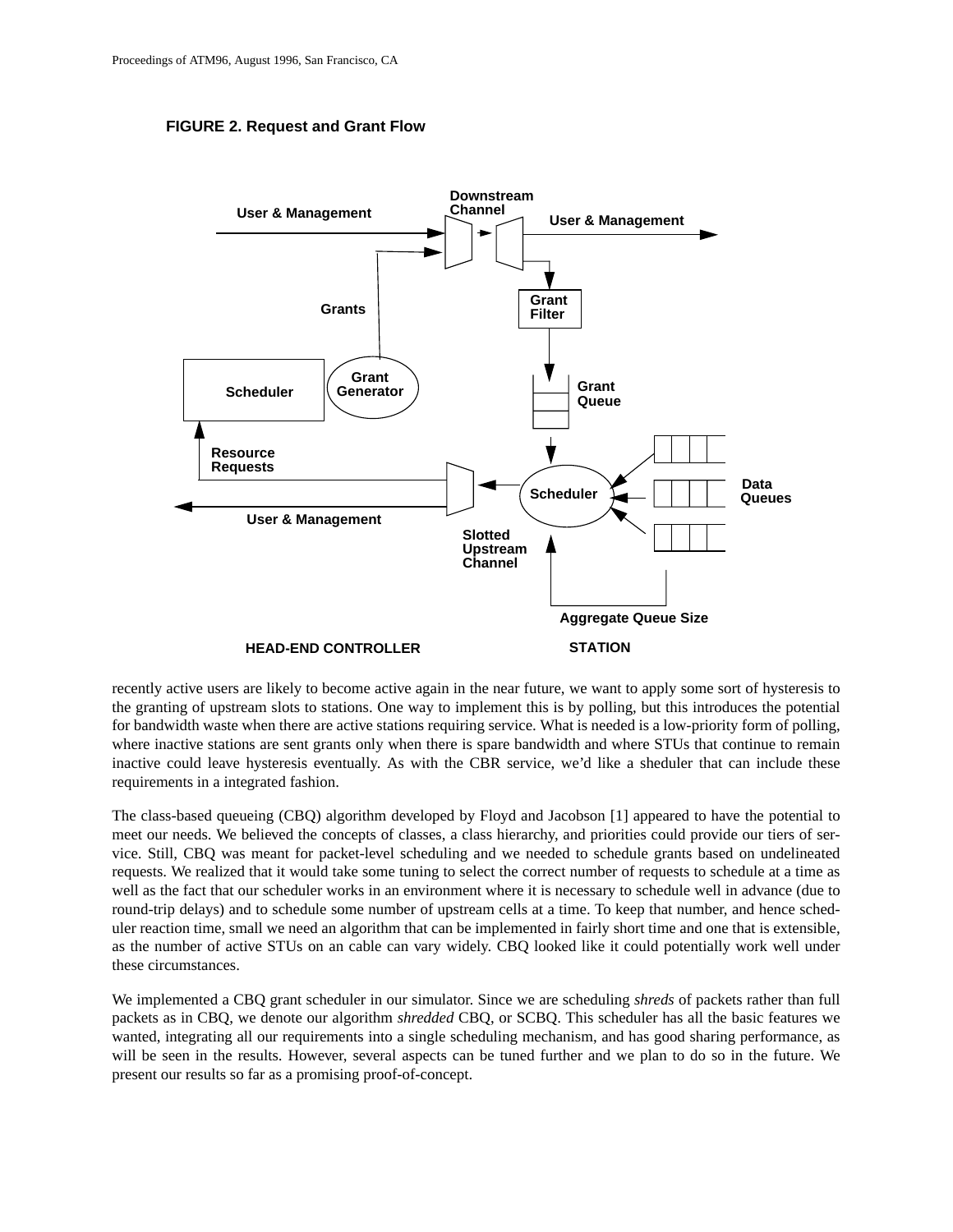**FIGURE 2. Request and Grant Flow**

recently active users are likely to become active again in the near future, we want to apply some sort of hysteresis to the granting of upstream slots to stations. One way to implement this is by polling, but this introduces the potential for bandwidth waste when there are active stations requiring service. What is needed is a low-priority form of polling, where inactive stations are sent grants only when there is spare bandwidth and where STUs that continue to remain inactive could leave hysteresis eventually. As with the CBR service, we'd like a sheduler that can include these requirements in a integrated fashion.

The class-based queueing (CBQ) algorithm developed by Floyd and Jacobson [1] appeared to have the potential to meet our needs. We believed the concepts of classes, a class hierarchy, and priorities could provide our tiers of service. Still, CBQ was meant for packet-level scheduling and we needed to schedule grants based on undelineated requests. We realized that it would take some tuning to select the correct number of requests to schedule at a time as well as the fact that our scheduler works in an environment where it is necessary to schedule well in advance (due to round-trip delays) and to schedule some number of upstream cells at a time. To keep that number, and hence scheduler reaction time, small we need an algorithm that can be implemented in fairly short time and one that is extensible, as the number of active STUs on an cable can vary widely. CBQ looked like it could potentially work well under these circumstances.

We implemented a CBQ grant scheduler in our simulator. Since we are scheduling *shreds* of packets rather than full packets as in CBQ, we denote our algorithm *shredded* CBQ, or SCBQ. This scheduler has all the basic features we wanted, integrating all our requirements into a single scheduling mechanism, and has good sharing performance, as will be seen in the results. However, several aspects can be tuned further and we plan to do so in the future. We present our results so far as a promising proof-of-concept.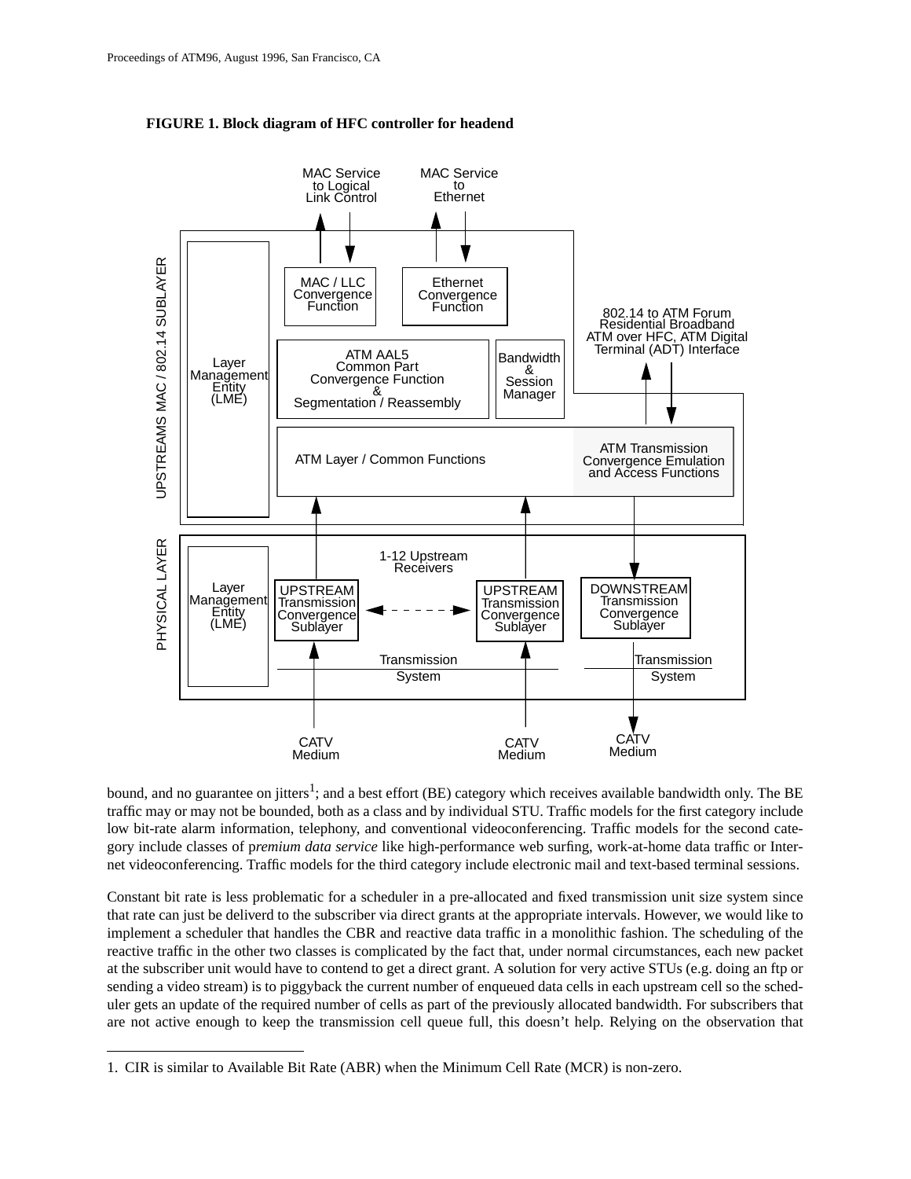**FIGURE 1. Block diagram of HFC controller for headend**

bound, and no guarantee on jitters[1]; and a best effort (BE) category which receives available bandwidth only. The BE traffic may or may not be bounded, both as a class and by individual STU. Traffic models for the first category include low bit-rate alarm information, telephony, and conventional videoconferencing. Traffic models for the second category include classes of p*remium data service* like high-performance web surfing, work-at-home data traffic or Internet videoconferencing. Traffic models for the third category include electronic mail and text-based terminal sessions.

Constant bit rate is less problematic for a scheduler in a pre-allocated and fixed transmission unit size system since that rate can just be deliverd to the subscriber via direct grants at the appropriate intervals. However, we would like to implement a scheduler that handles the CBR and reactive data traffic in a monolithic fashion. The scheduling of the reactive traffic in the other two classes is complicated by the fact that, under normal circumstances, each new packet at the subscriber unit would have to contend to get a direct grant. A solution for very active STUs (e.g. doing an ftp or sending a video stream) is to piggyback the current number of enqueued data cells in each upstream cell so the scheduler gets an update of the required number of cells as part of the previously allocated bandwidth. For subscribers that are not active enough to keep the transmission cell queue full, this doesn't help. Relying on the observation that

1. CIR is similar to Available Bit Rate (ABR) when the Minimum Cell Rate (MCR) is non-zero.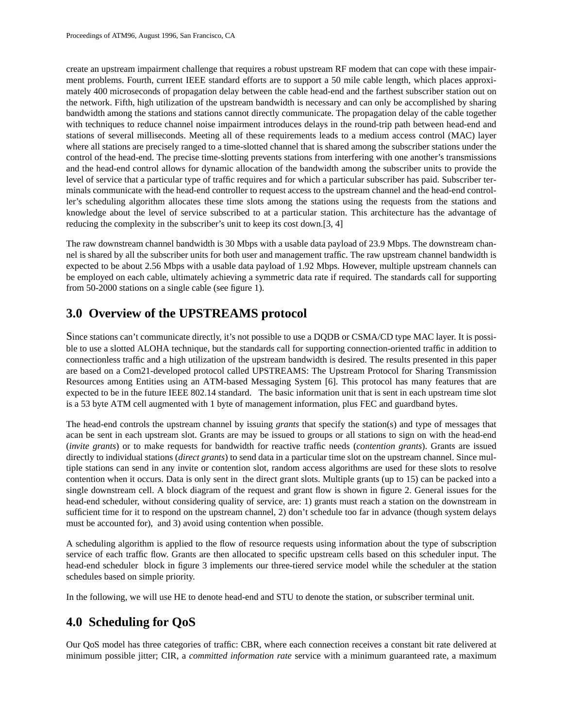create an upstream impairment challenge that requires a robust upstream RF modem that can cope with these impairment problems. Fourth, current IEEE standard efforts are to support a 50 mile cable length, which places approximately 400 microseconds of propagation delay between the cable head-end and the farthest subscriber station out on the network. Fifth, high utilization of the upstream bandwidth is necessary and can only be accomplished by sharing bandwidth among the stations and stations cannot directly communicate. The propagation delay of the cable together with techniques to reduce channel noise impairment introduces delays in the round-trip path between head-end and stations of several milliseconds. Meeting all of these requirements leads to a medium access control (MAC) layer where all stations are precisely ranged to a time-slotted channel that is shared among the subscriber stations under the control of the head-end. The precise time-slotting prevents stations from interfering with one another's transmissions and the head-end control allows for dynamic allocation of the bandwidth among the subscriber units to provide the level of service that a particular type of traffic requires and for which a particular subscriber has paid. Subscriber terminals communicate with the head-end controller to request access to the upstream channel and the head-end controller's scheduling algorithm allocates these time slots among the stations using the requests from the stations and knowledge about the level of service subscribed to at a particular station. This architecture has the advantage of reducing the complexity in the subscriber's unit to keep its cost down.[3, 4]

The raw downstream channel bandwidth is 30 Mbps with a usable data payload of 23.9 Mbps. The downstream channel is shared by all the subscriber units for both user and management traffic. The raw upstream channel bandwidth is expected to be about 2.56 Mbps with a usable data payload of 1.92 Mbps. However, multiple upstream channels can be employed on each cable, ultimately achieving a symmetric data rate if required. The standards call for supporting from 50-2000 stations on a single cable (see figure 1).

## 3.0 Overview of the UPSTREAMS protocol

Since stations can't communicate directly, it's not possible to use a DQDB or CSMA/CD type MAC layer. It is possible to use a slotted ALOHA technique, but the standards call for supporting connection-oriented traffic in addition to connectionless traffic and a high utilization of the upstream bandwidth is desired. The results presented in this paper are based on a Com21-developed protocol called UPSTREAMS: The Upstream Protocol for Sharing Transmission Resources among Entities using an ATM-based Messaging System [6]. This protocol has many features that are expected to be in the future IEEE 802.14 standard. The basic information unit that is sent in each upstream time slot is a 53 byte ATM cell augmented with 1 byte of management information, plus FEC and guardband bytes.

The head-end controls the upstream channel by issuing *grants* that specify the station(s) and type of messages that acan be sent in each upstream slot. Grants are may be issued to groups or all stations to sign on with the head-end (*invite grants*) or to make requests for bandwidth for reactive traffic needs (*contention grants*). Grants are issued directly to individual stations (*direct grants*) to send data in a particular time slot on the upstream channel. Since multiple stations can send in any invite or contention slot, random access algorithms are used for these slots to resolve contention when it occurs. Data is only sent in the direct grant slots. Multiple grants (up to 15) can be packed into a single downstream cell. A block diagram of the request and grant flow is shown in figure 2. General issues for the head-end scheduler, without considering quality of service, are: 1) grants must reach a station on the downstream in sufficient time for it to respond on the upstream channel, 2) don't schedule too far in advance (though system delays must be accounted for), and 3) avoid using contention when possible.

A scheduling algorithm is applied to the flow of resource requests using information about the type of subscription service of each traffic flow. Grants are then allocated to specific upstream cells based on this scheduler input. The head-end scheduler block in figure 3 implements our three-tiered service model while the scheduler at the station schedules based on simple priority.

In the following, we will use HE to denote head-end and STU to denote the station, or subscriber terminal unit.

## 4.0 Scheduling for QoS

Our QoS model has three categories of traffic: CBR, where each connection receives a constant bit rate delivered at minimum possible jitter; CIR, a *committed information rate* service with a minimum guaranteed rate, a maximum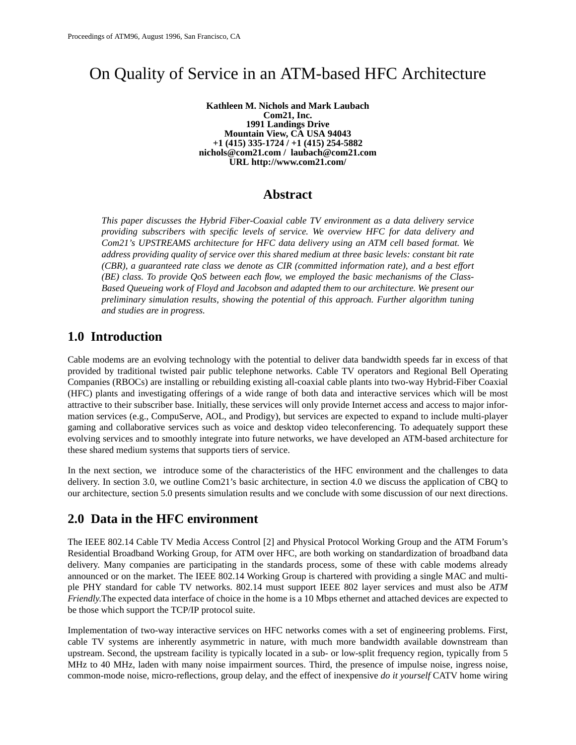# On Quality of Service in an ATM-based HFC Architecture

**Kathleen M. Nichols and Mark Laubach**
**Com21, Inc.**
**1991 Landings Drive**
**Mountain View, CA USA 94043**
**+1 (415) 335-1724 / +1 (415) 254-5882**
**nichols@com21.com / laubach@com21.com**
**URL http://www.com21.com/**

## Abstract

*This paper discusses the Hybrid Fiber-Coaxial cable TV environment as a data delivery service providing subscribers with specific levels of service. We overview HFC for data delivery and Com21's UPSTREAMS architecture for HFC data delivery using an ATM cell based format. We address providing quality of service over this shared medium at three basic levels: constant bit rate (CBR), a guaranteed rate class we denote as CIR (committed information rate), and a best effort (BE) class. To provide QoS between each flow, we employed the basic mechanisms of the Class-Based Queueing work of Floyd and Jacobson and adapted them to our architecture. We present our preliminary simulation results, showing the potential of this approach. Further algorithm tuning and studies are in progress.*

## 1.0 Introduction

Cable modems are an evolving technology with the potential to deliver data bandwidth speeds far in excess of that provided by traditional twisted pair public telephone networks. Cable TV operators and Regional Bell Operating Companies (RBOCs) are installing or rebuilding existing all-coaxial cable plants into two-way Hybrid-Fiber Coaxial (HFC) plants and investigating offerings of a wide range of both data and interactive services which will be most attractive to their subscriber base. Initially, these services will only provide Internet access and access to major information services (e.g., CompuServe, AOL, and Prodigy), but services are expected to expand to include multi-player gaming and collaborative services such as voice and desktop video teleconferencing. To adequately support these evolving services and to smoothly integrate into future networks, we have developed an ATM-based architecture for these shared medium systems that supports tiers of service.

In the next section, we introduce some of the characteristics of the HFC environment and the challenges to data delivery. In section 3.0, we outline Com21's basic architecture, in section 4.0 we discuss the application of CBQ to our architecture, section 5.0 presents simulation results and we conclude with some discussion of our next directions.

## 2.0 Data in the HFC environment

The IEEE 802.14 Cable TV Media Access Control [2] and Physical Protocol Working Group and the ATM Forum's Residential Broadband Working Group, for ATM over HFC, are both working on standardization of broadband data delivery. Many companies are participating in the standards process, some of these with cable modems already announced or on the market. The IEEE 802.14 Working Group is chartered with providing a single MAC and multiple PHY standard for cable TV networks. 802.14 must support IEEE 802 layer services and must also be *ATM Friendly.*The expected data interface of choice in the home is a 10 Mbps ethernet and attached devices are expected to be those which support the TCP/IP protocol suite.

Implementation of two-way interactive services on HFC networks comes with a set of engineering problems. First, cable TV systems are inherently asymmetric in nature, with much more bandwidth available downstream than upstream. Second, the upstream facility is typically located in a sub- or low-split frequency region, typically from 5 MHz to 40 MHz, laden with many noise impairment sources. Third, the presence of impulse noise, ingress noise, common-mode noise, micro-reflections, group delay, and the effect of inexpensive *do it yourself* CATV home wiring